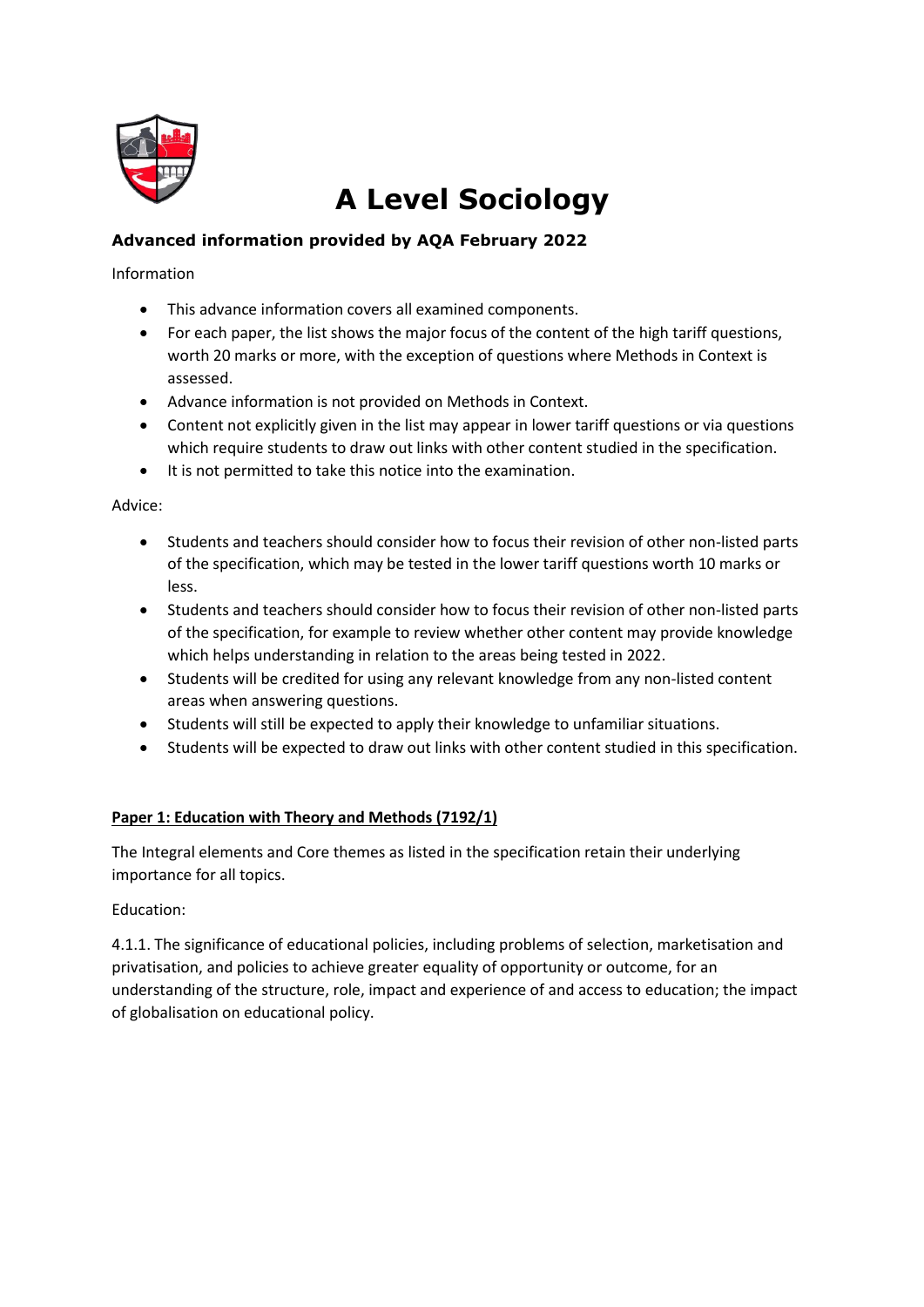# A Level Sociology

### Advanced information provided by AQA February 2022

Information

- This advance information covers all examined components.
- For each paper, the list shows the major focus of the content of the high tariff questions, worth 20 marks or more, with the exception of questions where Methods in Context is assessed.
- Advance information is not provided on Methods in Context.
- Content not explicitly given in the list may appear in lower tariff questions or via questions which require students to draw out links with other content studied in the specification.
- It is not permitted to take this notice into the examination.

Advice:

- Students and teachers should consider how to focus their revision of other non-listed parts of the specification, which may be tested in the lower tariff questions worth 10 marks or less.
- Students and teachers should consider how to focus their revision of other non-listed parts of the specification, for example to review whether other content may provide knowledge which helps understanding in relation to the areas being tested in 2022.
- Students will be credited for using any relevant knowledge from any non-listed content areas when answering questions.
- Students will still be expected to apply their knowledge to unfamiliar situations.
- Students will be expected to draw out links with other content studied in this specification.

**Paper 1: Education with Theory and Methods (7192/1)**

The Integral elements and Core themes as listed in the specification retain their underlying importance for all topics.

Education:

4.1.1. The significance of educational policies, including problems of selection, marketisation and privatisation, and policies to achieve greater equality of opportunity or outcome, for an understanding of the structure, role, impact and experience of and access to education; the impact of globalisation on educational policy.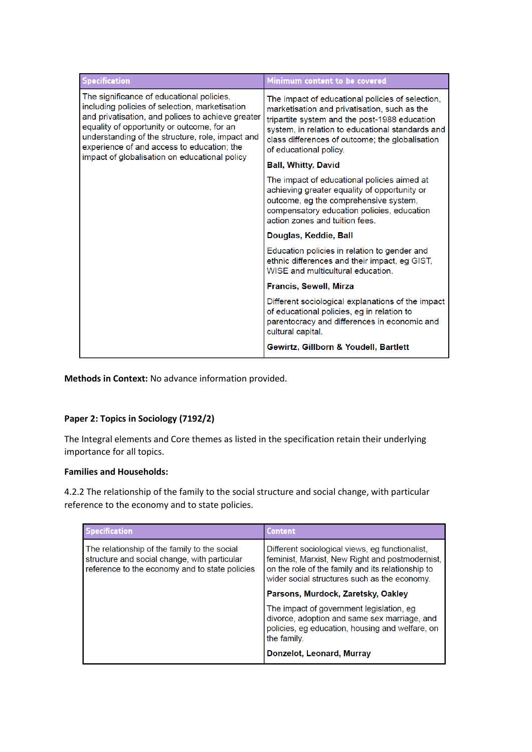| Specification | Minimum content to be covered |
| --- | --- |
| The significance of educational policies, including policies of selection, marketisation and privatisation, and polices to achieve greater equality of opportunity or outcome, for an understanding of the structure, role, impact and experience of and access to education; the impact of globalisation on educational policy | The impact of educational policies of selection, marketisation and privatisation, such as the tripartite system and the post-1988 education system, in relation to educational standards and class differences of outcome; the globalisation of educational policy.<br><br>**Ball, Whitty, David**<br><br>The impact of educational policies aimed at achieving greater equality of opportunity or outcome, eg the comprehensive system, compensatory education policies, education action zones and tuition fees.<br><br>**Douglas, Keddie, Ball**<br><br>Education policies in relation to gender and ethnic differences and their impact, eg GIST, WISE and multicultural education.<br><br>**Francis, Sewell, Mirza**<br><br>Different sociological explanations of the impact of educational policies, eg in relation to parentocracy and differences in economic and cultural capital.<br><br>**Gewirtz, Gillborn & Youdell, Bartlett** |

**Methods in Context:** No advance information provided.

**Paper 2: Topics in Sociology (7192/2)**

The Integral elements and Core themes as listed in the specification retain their underlying importance for all topics.

**Families and Households:**

4.2.2 The relationship of the family to the social structure and social change, with particular reference to the economy and to state policies.

| Specification | Content |
| --- | --- |
| The relationship of the family to the social structure and social change, with particular reference to the economy and to state policies | Different sociological views, eg functionalist, feminist, Marxist, New Right and postmodernist, on the role of the family and its relationship to wider social structures such as the economy.<br><br>**Parsons, Murdock, Zaretsky, Oakley**<br><br>The impact of government legislation, eg divorce, adoption and same sex marriage, and policies, eg education, housing and welfare, on the family.<br><br>**Donzelot, Leonard, Murray** |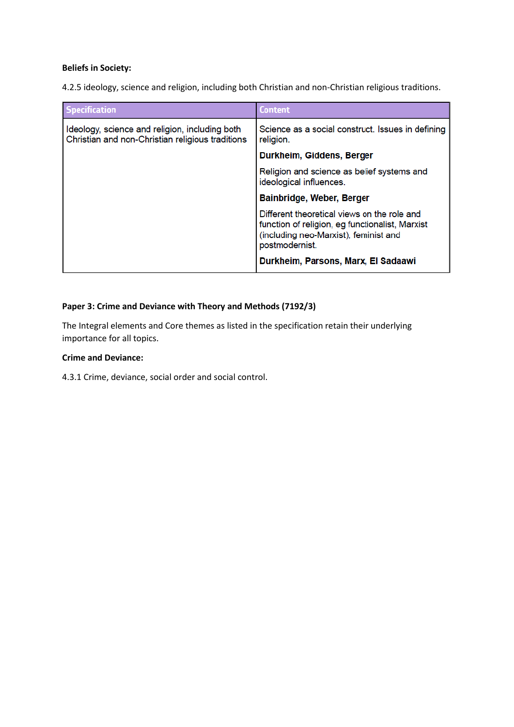**Beliefs in Society:**

4.2.5 ideology, science and religion, including both Christian and non-Christian religious traditions.

| Specification | Content |
|---|---|
| Ideology, science and religion, including both Christian and non-Christian religious traditions | Science as a social construct. Issues in defining religion.<br><br>**Durkheim, Giddens, Berger**<br><br>Religion and science as belief systems and ideological influences.<br><br>**Bainbridge, Weber, Berger**<br><br>Different theoretical views on the role and function of religion, eg functionalist, Marxist (including neo-Marxist), feminist and postmodernist.<br><br>**Durkheim, Parsons, Marx, El Sadaawi** |

**Paper 3: Crime and Deviance with Theory and Methods (7192/3)**

The Integral elements and Core themes as listed in the specification retain their underlying importance for all topics.

**Crime and Deviance:**

4.3.1 Crime, deviance, social order and social control.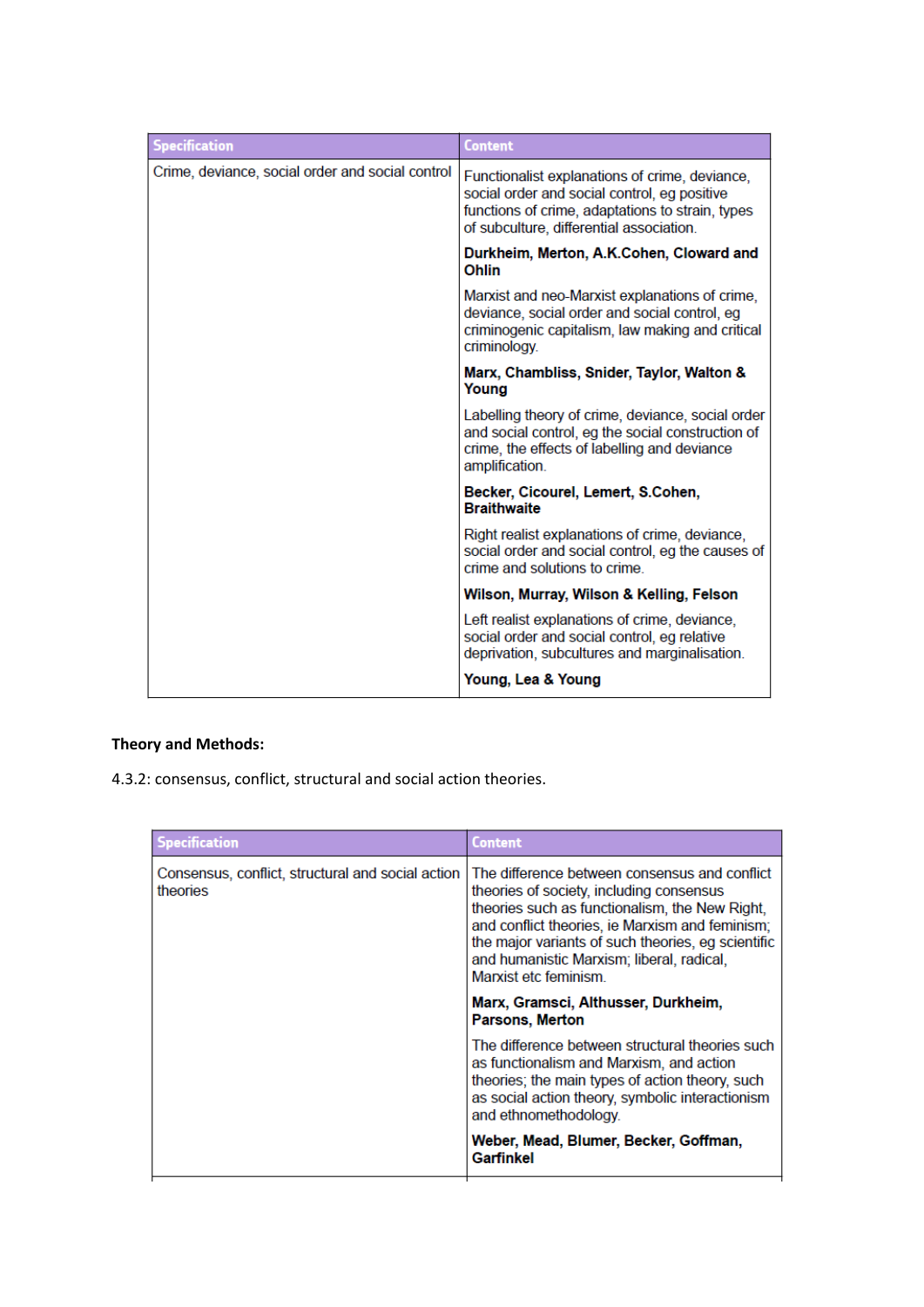| Specification | Content |
| --- | --- |
| Crime, deviance, social order and social control | Functionalist explanations of crime, deviance, social order and social control, eg positive functions of crime, adaptations to strain, types of subculture, differential association.<br><br>**Durkheim, Merton, A.K.Cohen, Cloward and Ohlin**<br><br>Marxist and neo-Marxist explanations of crime, deviance, social order and social control, eg criminogenic capitalism, law making and critical criminology.<br><br>**Marx, Chambliss, Snider, Taylor, Walton & Young**<br><br>Labelling theory of crime, deviance, social order and social control, eg the social construction of crime, the effects of labelling and deviance amplification.<br><br>**Becker, Cicourel, Lemert, S.Cohen, Braithwaite**<br><br>Right realist explanations of crime, deviance, social order and social control, eg the causes of crime and solutions to crime.<br><br>**Wilson, Murray, Wilson & Kelling, Felson**<br><br>Left realist explanations of crime, deviance, social order and social control, eg relative deprivation, subcultures and marginalisation.<br><br>**Young, Lea & Young** |

**Theory and Methods:**

4.3.2: consensus, conflict, structural and social action theories.

| Specification | Content |
| --- | --- |
| Consensus, conflict, structural and social action theories | The difference between consensus and conflict theories of society, including consensus theories such as functionalism, the New Right, and conflict theories, ie Marxism and feminism; the major variants of such theories, eg scientific and humanistic Marxism; liberal, radical, Marxist etc feminism.<br><br>**Marx, Gramsci, Althusser, Durkheim, Parsons, Merton**<br><br>The difference between structural theories such as functionalism and Marxism, and action theories; the main types of action theory, such as social action theory, symbolic interactionism and ethnomethodology.<br><br>**Weber, Mead, Blumer, Becker, Goffman, Garfinkel** |